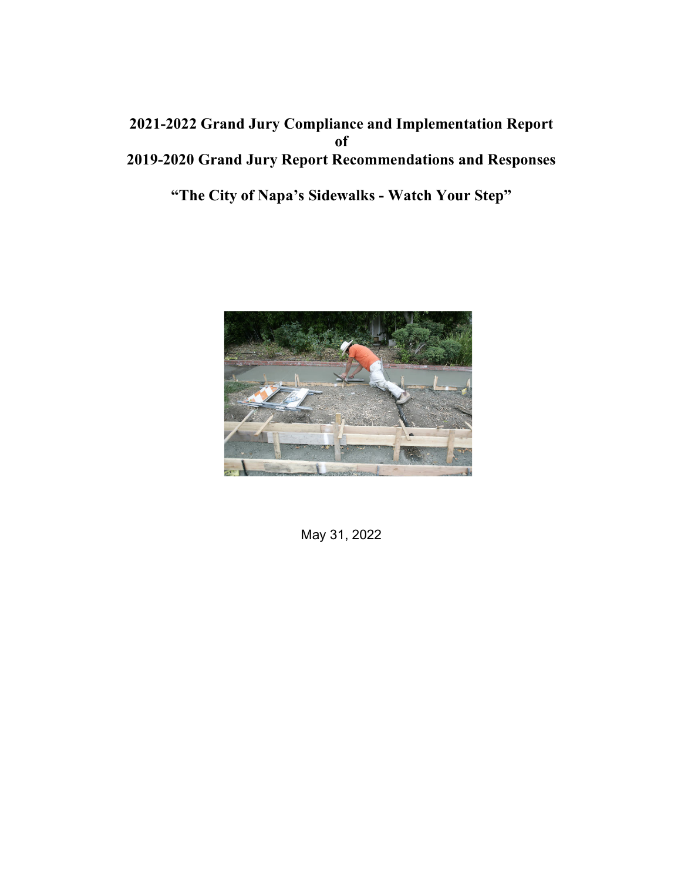# 2021-2022 Grand Jury Compliance and Implementation Report of 2019-2020 Grand Jury Report Recommendations and Responses

## "The City of Napa's Sidewalks - Watch Your Step"

May 31, 2022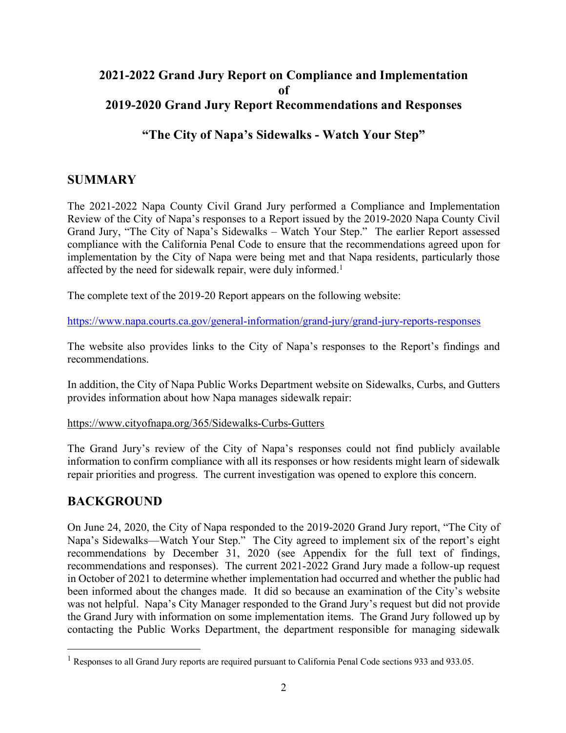# 2021-2022 Grand Jury Report on Compliance and Implementation of 2019-2020 Grand Jury Report Recommendations and Responses

## "The City of Napa's Sidewalks - Watch Your Step"

## SUMMARY

The 2021-2022 Napa County Civil Grand Jury performed a Compliance and Implementation Review of the City of Napa's responses to a Report issued by the 2019-2020 Napa County Civil Grand Jury, "The City of Napa's Sidewalks – Watch Your Step." The earlier Report assessed compliance with the California Penal Code to ensure that the recommendations agreed upon for implementation by the City of Napa were being met and that Napa residents, particularly those affected by the need for sidewalk repair, were duly informed.[1]

The complete text of the 2019-20 Report appears on the following website:

https://www.napa.courts.ca.gov/general-information/grand-jury/grand-jury-reports-responses

The website also provides links to the City of Napa's responses to the Report's findings and recommendations.

In addition, the City of Napa Public Works Department website on Sidewalks, Curbs, and Gutters provides information about how Napa manages sidewalk repair:

https://www.cityofnapa.org/365/Sidewalks-Curbs-Gutters

The Grand Jury's review of the City of Napa's responses could not find publicly available information to confirm compliance with all its responses or how residents might learn of sidewalk repair priorities and progress. The current investigation was opened to explore this concern.

## BACKGROUND

On June 24, 2020, the City of Napa responded to the 2019-2020 Grand Jury report, "The City of Napa's Sidewalks—Watch Your Step." The City agreed to implement six of the report's eight recommendations by December 31, 2020 (see Appendix for the full text of findings, recommendations and responses). The current 2021-2022 Grand Jury made a follow-up request in October of 2021 to determine whether implementation had occurred and whether the public had been informed about the changes made. It did so because an examination of the City's website was not helpful. Napa's City Manager responded to the Grand Jury's request but did not provide the Grand Jury with information on some implementation items. The Grand Jury followed up by contacting the Public Works Department, the department responsible for managing sidewalk

---

[1] Responses to all Grand Jury reports are required pursuant to California Penal Code sections 933 and 933.05.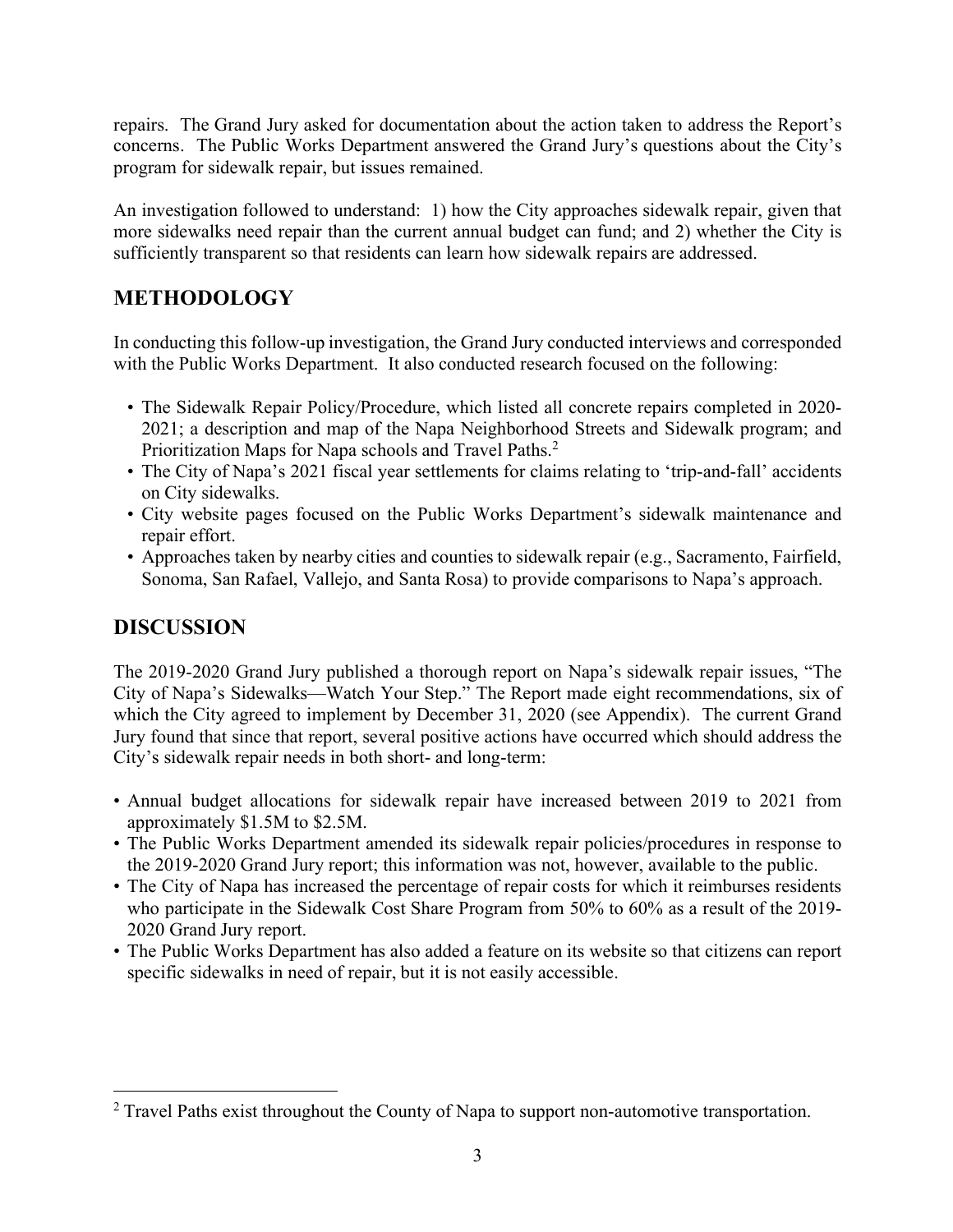repairs. The Grand Jury asked for documentation about the action taken to address the Report's concerns. The Public Works Department answered the Grand Jury's questions about the City's program for sidewalk repair, but issues remained.

An investigation followed to understand: 1) how the City approaches sidewalk repair, given that more sidewalks need repair than the current annual budget can fund; and 2) whether the City is sufficiently transparent so that residents can learn how sidewalk repairs are addressed.

## METHODOLOGY

In conducting this follow-up investigation, the Grand Jury conducted interviews and corresponded with the Public Works Department. It also conducted research focused on the following:

- The Sidewalk Repair Policy/Procedure, which listed all concrete repairs completed in 2020-2021; a description and map of the Napa Neighborhood Streets and Sidewalk program; and Prioritization Maps for Napa schools and Travel Paths.[2]
- The City of Napa's 2021 fiscal year settlements for claims relating to 'trip-and-fall' accidents on City sidewalks.
- City website pages focused on the Public Works Department's sidewalk maintenance and repair effort.
- Approaches taken by nearby cities and counties to sidewalk repair (e.g., Sacramento, Fairfield, Sonoma, San Rafael, Vallejo, and Santa Rosa) to provide comparisons to Napa's approach.

## DISCUSSION

The 2019-2020 Grand Jury published a thorough report on Napa's sidewalk repair issues, "The City of Napa's Sidewalks—Watch Your Step." The Report made eight recommendations, six of which the City agreed to implement by December 31, 2020 (see Appendix). The current Grand Jury found that since that report, several positive actions have occurred which should address the City's sidewalk repair needs in both short- and long-term:

- Annual budget allocations for sidewalk repair have increased between 2019 to 2021 from approximately $1.5M to $2.5M.
- The Public Works Department amended its sidewalk repair policies/procedures in response to the 2019-2020 Grand Jury report; this information was not, however, available to the public.
- The City of Napa has increased the percentage of repair costs for which it reimburses residents who participate in the Sidewalk Cost Share Program from 50% to 60% as a result of the 2019-2020 Grand Jury report.
- The Public Works Department has also added a feature on its website so that citizens can report specific sidewalks in need of repair, but it is not easily accessible.

[2] Travel Paths exist throughout the County of Napa to support non-automotive transportation.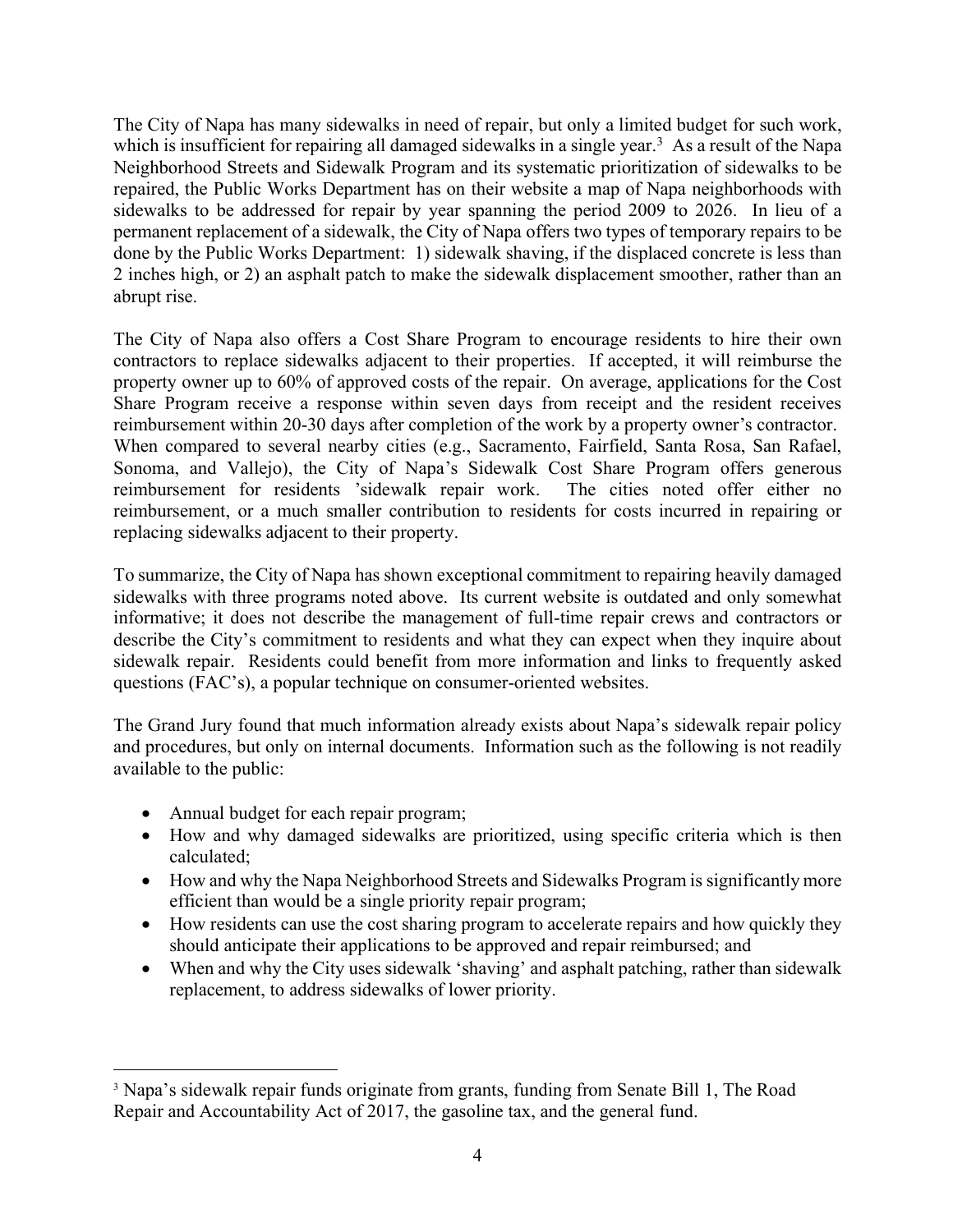The City of Napa has many sidewalks in need of repair, but only a limited budget for such work, which is insufficient for repairing all damaged sidewalks in a single year.[3] As a result of the Napa Neighborhood Streets and Sidewalk Program and its systematic prioritization of sidewalks to be repaired, the Public Works Department has on their website a map of Napa neighborhoods with sidewalks to be addressed for repair by year spanning the period 2009 to 2026. In lieu of a permanent replacement of a sidewalk, the City of Napa offers two types of temporary repairs to be done by the Public Works Department: 1) sidewalk shaving, if the displaced concrete is less than 2 inches high, or 2) an asphalt patch to make the sidewalk displacement smoother, rather than an abrupt rise.

The City of Napa also offers a Cost Share Program to encourage residents to hire their own contractors to replace sidewalks adjacent to their properties. If accepted, it will reimburse the property owner up to 60% of approved costs of the repair. On average, applications for the Cost Share Program receive a response within seven days from receipt and the resident receives reimbursement within 20-30 days after completion of the work by a property owner's contractor. When compared to several nearby cities (e.g., Sacramento, Fairfield, Santa Rosa, San Rafael, Sonoma, and Vallejo), the City of Napa's Sidewalk Cost Share Program offers generous reimbursement for residents 'sidewalk repair work. The cities noted offer either no reimbursement, or a much smaller contribution to residents for costs incurred in repairing or replacing sidewalks adjacent to their property.

To summarize, the City of Napa has shown exceptional commitment to repairing heavily damaged sidewalks with three programs noted above. Its current website is outdated and only somewhat informative; it does not describe the management of full-time repair crews and contractors or describe the City's commitment to residents and what they can expect when they inquire about sidewalk repair. Residents could benefit from more information and links to frequently asked questions (FAC's), a popular technique on consumer-oriented websites.

The Grand Jury found that much information already exists about Napa's sidewalk repair policy and procedures, but only on internal documents. Information such as the following is not readily available to the public:

- Annual budget for each repair program;
- How and why damaged sidewalks are prioritized, using specific criteria which is then calculated;
- How and why the Napa Neighborhood Streets and Sidewalks Program is significantly more efficient than would be a single priority repair program;
- How residents can use the cost sharing program to accelerate repairs and how quickly they should anticipate their applications to be approved and repair reimbursed; and
- When and why the City uses sidewalk 'shaving' and asphalt patching, rather than sidewalk replacement, to address sidewalks of lower priority.

---

[3] Napa's sidewalk repair funds originate from grants, funding from Senate Bill 1, The Road Repair and Accountability Act of 2017, the gasoline tax, and the general fund.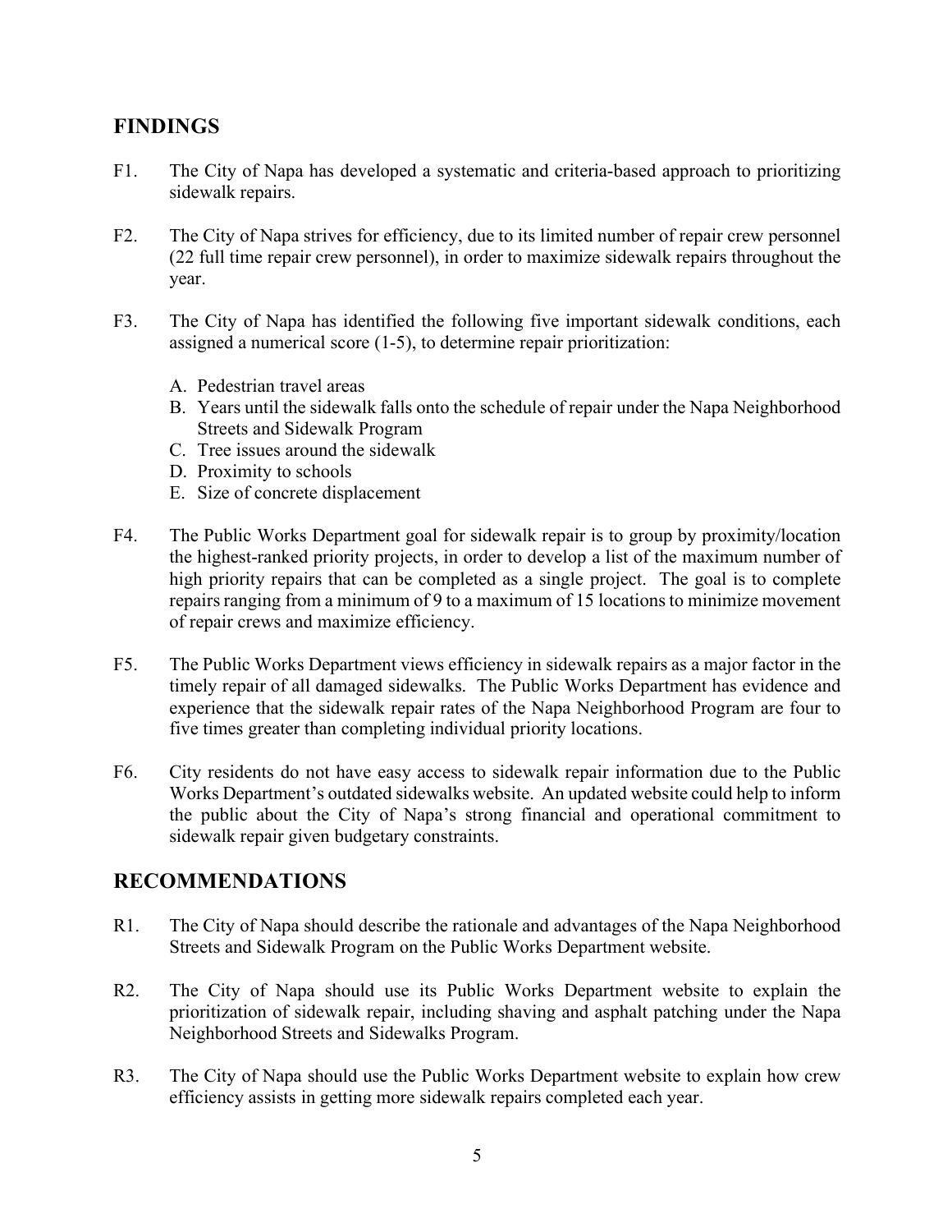## FINDINGS

F1. The City of Napa has developed a systematic and criteria-based approach to prioritizing sidewalk repairs.

F2. The City of Napa strives for efficiency, due to its limited number of repair crew personnel (22 full time repair crew personnel), in order to maximize sidewalk repairs throughout the year.

F3. The City of Napa has identified the following five important sidewalk conditions, each assigned a numerical score (1-5), to determine repair prioritization:

A. Pedestrian travel areas
B. Years until the sidewalk falls onto the schedule of repair under the Napa Neighborhood Streets and Sidewalk Program
C. Tree issues around the sidewalk
D. Proximity to schools
E. Size of concrete displacement

F4. The Public Works Department goal for sidewalk repair is to group by proximity/location the highest-ranked priority projects, in order to develop a list of the maximum number of high priority repairs that can be completed as a single project. The goal is to complete repairs ranging from a minimum of 9 to a maximum of 15 locations to minimize movement of repair crews and maximize efficiency.

F5. The Public Works Department views efficiency in sidewalk repairs as a major factor in the timely repair of all damaged sidewalks. The Public Works Department has evidence and experience that the sidewalk repair rates of the Napa Neighborhood Program are four to five times greater than completing individual priority locations.

F6. City residents do not have easy access to sidewalk repair information due to the Public Works Department's outdated sidewalks website. An updated website could help to inform the public about the City of Napa's strong financial and operational commitment to sidewalk repair given budgetary constraints.

## RECOMMENDATIONS

R1. The City of Napa should describe the rationale and advantages of the Napa Neighborhood Streets and Sidewalk Program on the Public Works Department website.

R2. The City of Napa should use its Public Works Department website to explain the prioritization of sidewalk repair, including shaving and asphalt patching under the Napa Neighborhood Streets and Sidewalks Program.

R3. The City of Napa should use the Public Works Department website to explain how crew efficiency assists in getting more sidewalk repairs completed each year.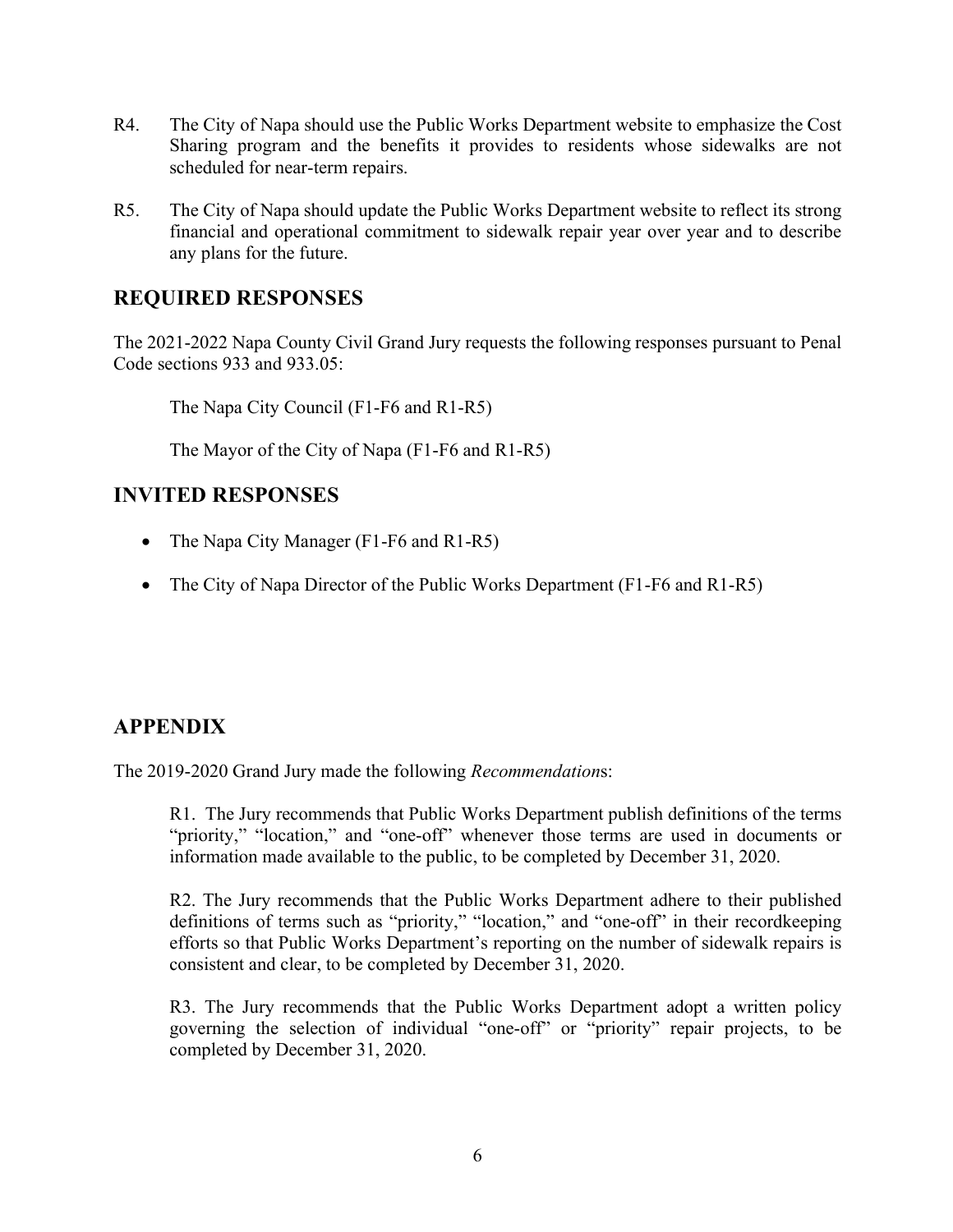R4. The City of Napa should use the Public Works Department website to emphasize the Cost Sharing program and the benefits it provides to residents whose sidewalks are not scheduled for near-term repairs.

R5. The City of Napa should update the Public Works Department website to reflect its strong financial and operational commitment to sidewalk repair year over year and to describe any plans for the future.

## REQUIRED RESPONSES

The 2021-2022 Napa County Civil Grand Jury requests the following responses pursuant to Penal Code sections 933 and 933.05:

The Napa City Council (F1-F6 and R1-R5)

The Mayor of the City of Napa (F1-F6 and R1-R5)

## INVITED RESPONSES

- The Napa City Manager (F1-F6 and R1-R5)
- The City of Napa Director of the Public Works Department (F1-F6 and R1-R5)

## APPENDIX

The 2019-2020 Grand Jury made the following *Recommendation*s:

R1. The Jury recommends that Public Works Department publish definitions of the terms "priority," "location," and "one-off" whenever those terms are used in documents or information made available to the public, to be completed by December 31, 2020.

R2. The Jury recommends that the Public Works Department adhere to their published definitions of terms such as "priority," "location," and "one-off" in their recordkeeping efforts so that Public Works Department's reporting on the number of sidewalk repairs is consistent and clear, to be completed by December 31, 2020.

R3. The Jury recommends that the Public Works Department adopt a written policy governing the selection of individual "one-off" or "priority" repair projects, to be completed by December 31, 2020.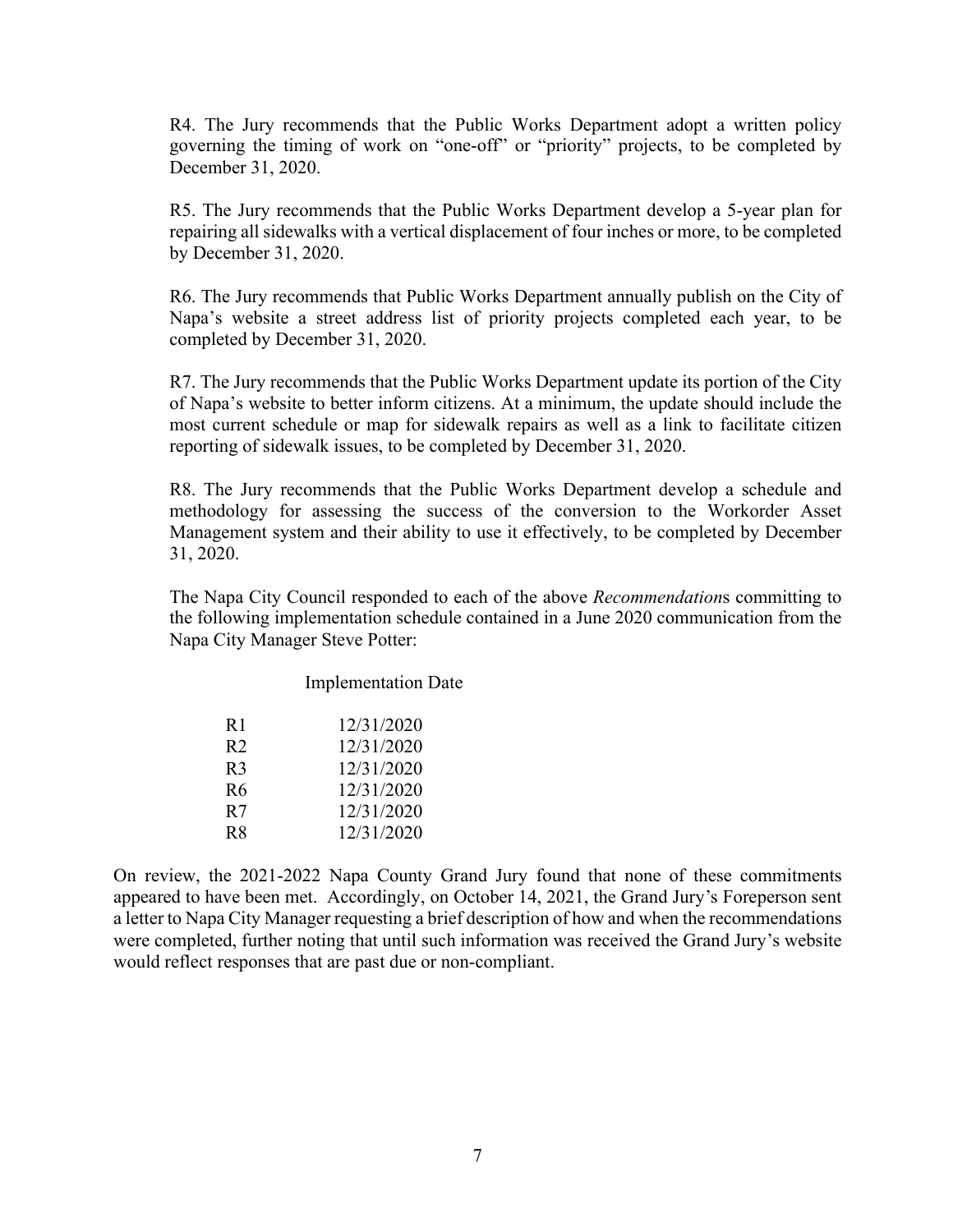R4. The Jury recommends that the Public Works Department adopt a written policy governing the timing of work on "one-off" or "priority" projects, to be completed by December 31, 2020.

R5. The Jury recommends that the Public Works Department develop a 5-year plan for repairing all sidewalks with a vertical displacement of four inches or more, to be completed by December 31, 2020.

R6. The Jury recommends that Public Works Department annually publish on the City of Napa's website a street address list of priority projects completed each year, to be completed by December 31, 2020.

R7. The Jury recommends that the Public Works Department update its portion of the City of Napa's website to better inform citizens. At a minimum, the update should include the most current schedule or map for sidewalk repairs as well as a link to facilitate citizen reporting of sidewalk issues, to be completed by December 31, 2020.

R8. The Jury recommends that the Public Works Department develop a schedule and methodology for assessing the success of the conversion to the Workorder Asset Management system and their ability to use it effectively, to be completed by December 31, 2020.

The Napa City Council responded to each of the above *Recommendation*s committing to the following implementation schedule contained in a June 2020 communication from the Napa City Manager Steve Potter:

| | Implementation Date |
|---|---|
| R1 | 12/31/2020 |
| R2 | 12/31/2020 |
| R3 | 12/31/2020 |
| R6 | 12/31/2020 |
| R7 | 12/31/2020 |
| R8 | 12/31/2020 |

On review, the 2021-2022 Napa County Grand Jury found that none of these commitments appeared to have been met. Accordingly, on October 14, 2021, the Grand Jury's Foreperson sent a letter to Napa City Manager requesting a brief description of how and when the recommendations were completed, further noting that until such information was received the Grand Jury's website would reflect responses that are past due or non-compliant.